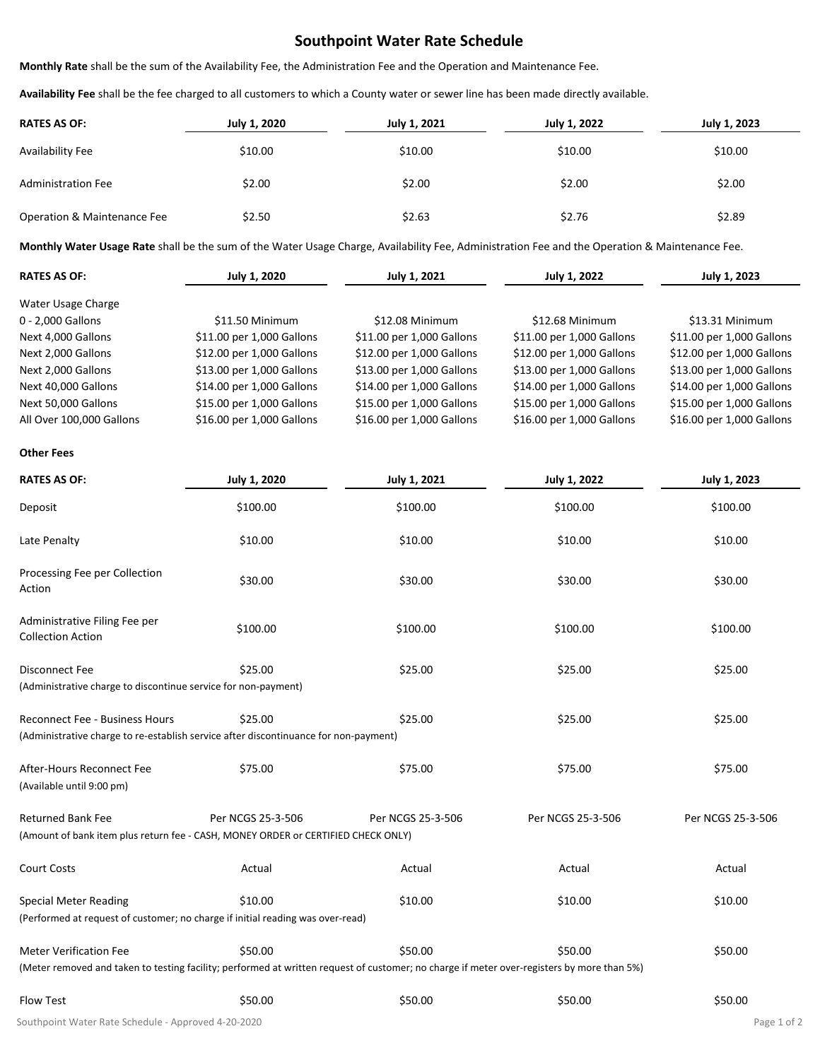# Southpoint Water Rate Schedule

**Monthly Rate** shall be the sum of the Availability Fee, the Administration Fee and the Operation and Maintenance Fee.

**Availability Fee** shall be the fee charged to all customers to which a County water or sewer line has been made directly available.

| RATES AS OF: | July 1, 2020 | July 1, 2021 | July 1, 2022 | July 1, 2023 |
|---|---|---|---|---|
| Availability Fee | $10.00 | $10.00 | $10.00 | $10.00 |
| Administration Fee | $2.00 | $2.00 | $2.00 | $2.00 |
| Operation & Maintenance Fee | $2.50 | $2.63 | $2.76 | $2.89 |

**Monthly Water Usage Rate** shall be the sum of the Water Usage Charge, Availability Fee, Administration Fee and the Operation & Maintenance Fee.

| RATES AS OF: | July 1, 2020 | July 1, 2021 | July 1, 2022 | July 1, 2023 |
|---|---|---|---|---|
| Water Usage Charge | | | | |
| 0 - 2,000 Gallons | $11.50 Minimum | $12.08 Minimum | $12.68 Minimum | $13.31 Minimum |
| Next 4,000 Gallons | $11.00 per 1,000 Gallons | $11.00 per 1,000 Gallons | $11.00 per 1,000 Gallons | $11.00 per 1,000 Gallons |
| Next 2,000 Gallons | $12.00 per 1,000 Gallons | $12.00 per 1,000 Gallons | $12.00 per 1,000 Gallons | $12.00 per 1,000 Gallons |
| Next 2,000 Gallons | $13.00 per 1,000 Gallons | $13.00 per 1,000 Gallons | $13.00 per 1,000 Gallons | $13.00 per 1,000 Gallons |
| Next 40,000 Gallons | $14.00 per 1,000 Gallons | $14.00 per 1,000 Gallons | $14.00 per 1,000 Gallons | $14.00 per 1,000 Gallons |
| Next 50,000 Gallons | $15.00 per 1,000 Gallons | $15.00 per 1,000 Gallons | $15.00 per 1,000 Gallons | $15.00 per 1,000 Gallons |
| All Over 100,000 Gallons | $16.00 per 1,000 Gallons | $16.00 per 1,000 Gallons | $16.00 per 1,000 Gallons | $16.00 per 1,000 Gallons |

**Other Fees**

| RATES AS OF: | July 1, 2020 | July 1, 2021 | July 1, 2022 | July 1, 2023 |
|---|---|---|---|---|
| Deposit | $100.00 | $100.00 | $100.00 | $100.00 |
| Late Penalty | $10.00 | $10.00 | $10.00 | $10.00 |
| Processing Fee per Collection Action | $30.00 | $30.00 | $30.00 | $30.00 |
| Administrative Filing Fee per Collection Action | $100.00 | $100.00 | $100.00 | $100.00 |
| Disconnect Fee (Administrative charge to discontinue service for non-payment) | $25.00 | $25.00 | $25.00 | $25.00 |
| Reconnect Fee - Business Hours (Administrative charge to re-establish service after discontinuance for non-payment) | $25.00 | $25.00 | $25.00 | $25.00 |
| After-Hours Reconnect Fee (Available until 9:00 pm) | $75.00 | $75.00 | $75.00 | $75.00 |
| Returned Bank Fee (Amount of bank item plus return fee - CASH, MONEY ORDER or CERTIFIED CHECK ONLY) | Per NCGS 25-3-506 | Per NCGS 25-3-506 | Per NCGS 25-3-506 | Per NCGS 25-3-506 |
| Court Costs | Actual | Actual | Actual | Actual |
| Special Meter Reading (Performed at request of customer; no charge if initial reading was over-read) | $10.00 | $10.00 | $10.00 | $10.00 |
| Meter Verification Fee (Meter removed and taken to testing facility; performed at written request of customer; no charge if meter over-registers by more than 5%) | $50.00 | $50.00 | $50.00 | $50.00 |
| Flow Test | $50.00 | $50.00 | $50.00 | $50.00 |

Southpoint Water Rate Schedule - Approved 4-20-2020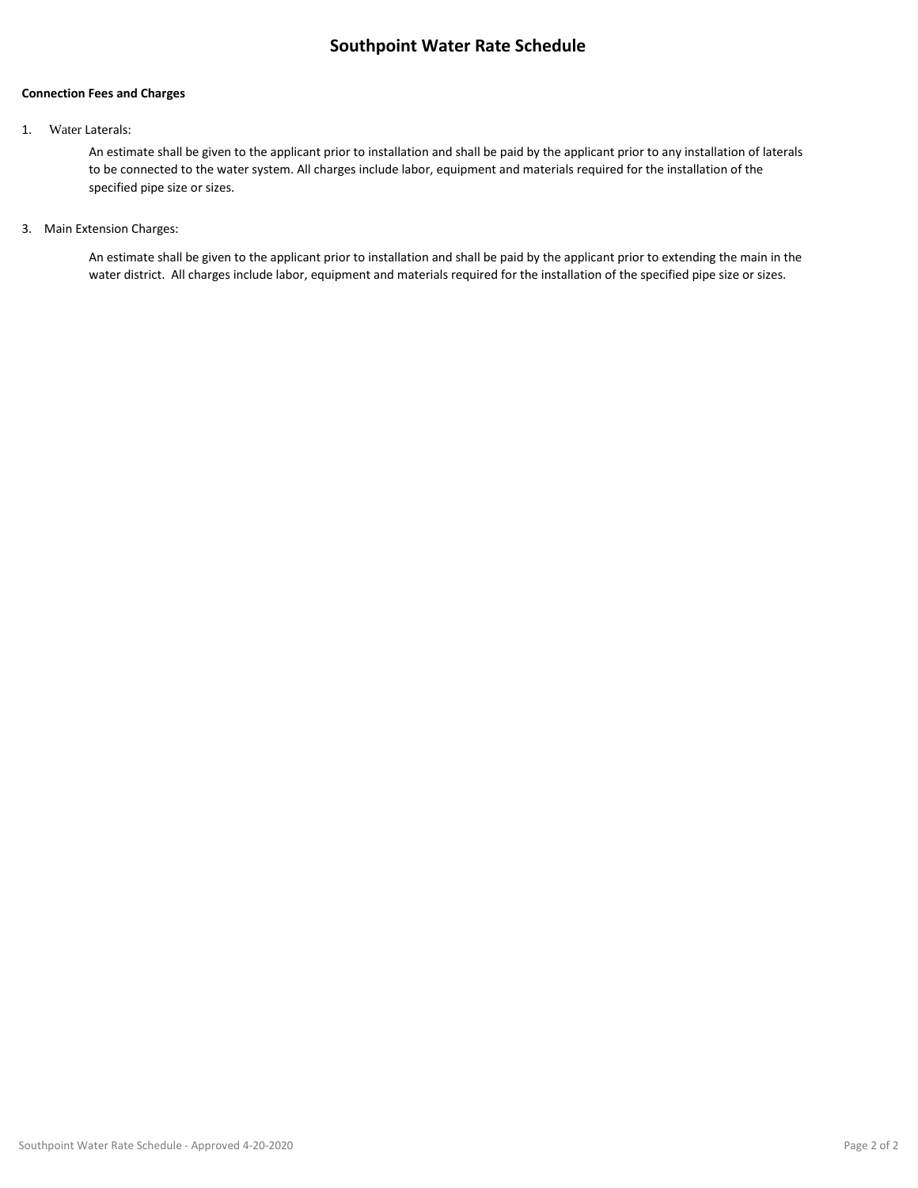# Southpoint Water Rate Schedule

**Connection Fees and Charges**

1. Water Laterals:

   An estimate shall be given to the applicant prior to installation and shall be paid by the applicant prior to any installation of laterals to be connected to the water system. All charges include labor, equipment and materials required for the installation of the specified pipe size or sizes.

3. Main Extension Charges:

   An estimate shall be given to the applicant prior to installation and shall be paid by the applicant prior to extending the main in the water district. All charges include labor, equipment and materials required for the installation of the specified pipe size or sizes.